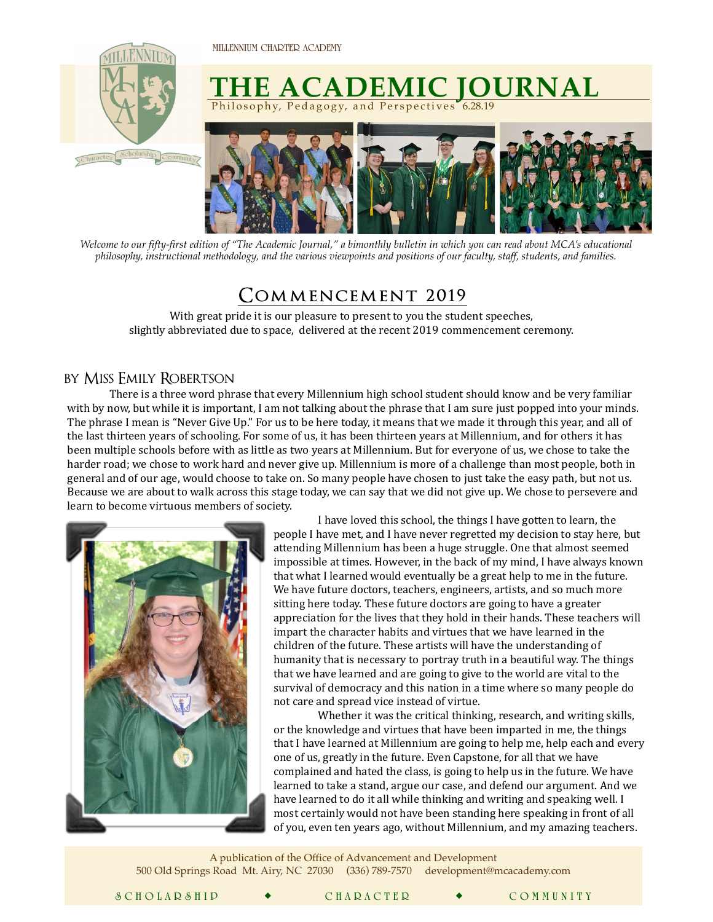MILLENNIUM CHARTER ACADEMY

# THE ACADEMIC JOURNAL

Philosophy, Pedagogy, and Perspectives 6.28.19

*Welcome to our fifty-first edition of "The Academic Journal," a bimonthly bulletin in which you can read about MCA's educational philosophy, instructional methodology, and the various viewpoints and positions of our faculty, staff, students, and families.*

## Commencement 2019

With great pride it is our pleasure to present to you the student speeches, slightly abbreviated due to space, delivered at the recent 2019 commencement ceremony.

### by Miss Emily Robertson

There is a three word phrase that every Millennium high school student should know and be very familiar with by now, but while it is important, I am not talking about the phrase that I am sure just popped into your minds. The phrase I mean is "Never Give Up." For us to be here today, it means that we made it through this year, and all of the last thirteen years of schooling. For some of us, it has been thirteen years at Millennium, and for others it has been multiple schools before with as little as two years at Millennium. But for everyone of us, we chose to take the harder road; we chose to work hard and never give up. Millennium is more of a challenge than most people, both in general and of our age, would choose to take on. So many people have chosen to just take the easy path, but not us. Because we are about to walk across this stage today, we can say that we did not give up. We chose to persevere and learn to become virtuous members of society.

I have loved this school, the things I have gotten to learn, the people I have met, and I have never regretted my decision to stay here, but attending Millennium has been a huge struggle. One that almost seemed impossible at times. However, in the back of my mind, I have always known that what I learned would eventually be a great help to me in the future. We have future doctors, teachers, engineers, artists, and so much more sitting here today. These future doctors are going to have a greater appreciation for the lives that they hold in their hands. These teachers will impart the character habits and virtues that we have learned in the children of the future. These artists will have the understanding of humanity that is necessary to portray truth in a beautiful way. The things that we have learned and are going to give to the world are vital to the survival of democracy and this nation in a time where so many people do not care and spread vice instead of virtue.

Whether it was the critical thinking, research, and writing skills, or the knowledge and virtues that have been imparted in me, the things that I have learned at Millennium are going to help me, help each and every one of us, greatly in the future. Even Capstone, for all that we have complained and hated the class, is going to help us in the future. We have learned to take a stand, argue our case, and defend our argument. And we have learned to do it all while thinking and writing and speaking well. I most certainly would not have been standing here speaking in front of all of you, even ten years ago, without Millennium, and my amazing teachers.

A publication of the Office of Advancement and Development
500 Old Springs Road Mt. Airy, NC 27030 (336) 789-7570 development@mcacademy.com

SCHOLARSHIP ◆ CHARACTER ◆ COMMUNITY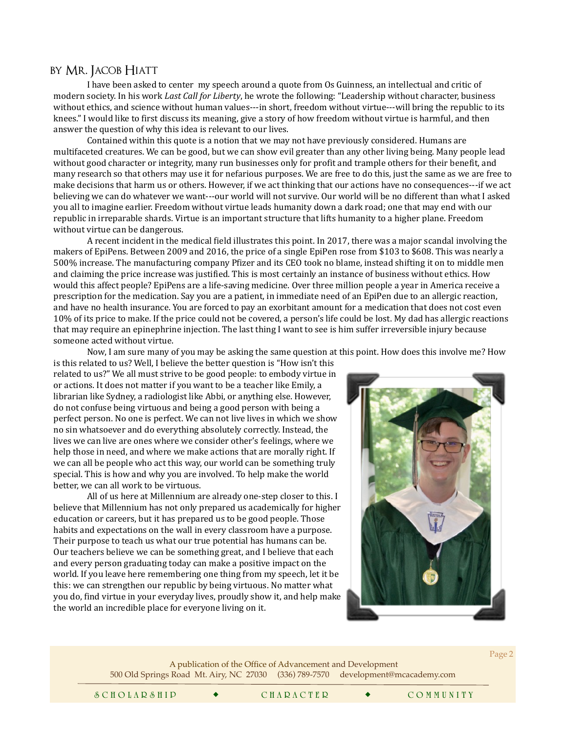## BY MR. JACOB HIATT

I have been asked to center  my speech around a quote from Os Guinness, an intellectual and critic of modern society. In his work *Last Call for Liberty*, he wrote the following: "Leadership without character, business without ethics, and science without human values---in short, freedom without virtue---will bring the republic to its knees." I would like to first discuss its meaning, give a story of how freedom without virtue is harmful, and then answer the question of why this idea is relevant to our lives.

Contained within this quote is a notion that we may not have previously considered. Humans are multifaceted creatures. We can be good, but we can show evil greater than any other living being. Many people lead without good character or integrity, many run businesses only for profit and trample others for their benefit, and many research so that others may use it for nefarious purposes. We are free to do this, just the same as we are free to make decisions that harm us or others. However, if we act thinking that our actions have no consequences---if we act believing we can do whatever we want---our world will not survive. Our world will be no different than what I asked you all to imagine earlier. Freedom without virtue leads humanity down a dark road; one that may end with our republic in irreparable shards. Virtue is an important structure that lifts humanity to a higher plane. Freedom without virtue can be dangerous.

A recent incident in the medical field illustrates this point. In 2017, there was a major scandal involving the makers of EpiPens. Between 2009 and 2016, the price of a single EpiPen rose from $103 to $608. This was nearly a 500% increase. The manufacturing company Pfizer and its CEO took no blame, instead shifting it on to middle men and claiming the price increase was justified. This is most certainly an instance of business without ethics. How would this affect people? EpiPens are a life-saving medicine. Over three million people a year in America receive a prescription for the medication. Say you are a patient, in immediate need of an EpiPen due to an allergic reaction, and have no health insurance. You are forced to pay an exorbitant amount for a medication that does not cost even 10% of its price to make. If the price could not be covered, a person's life could be lost. My dad has allergic reactions that may require an epinephrine injection. The last thing I want to see is him suffer irreversible injury because someone acted without virtue.

Now, I am sure many of you may be asking the same question at this point. How does this involve me? How is this related to us? Well, I believe the better question is "How isn't this related to us?" We all must strive to be good people: to embody virtue in or actions. It does not matter if you want to be a teacher like Emily, a librarian like Sydney, a radiologist like Abbi, or anything else. However, do not confuse being virtuous and being a good person with being a perfect person. No one is perfect. We can not live lives in which we show no sin whatsoever and do everything absolutely correctly. Instead, the lives we can live are ones where we consider other's feelings, where we help those in need, and where we make actions that are morally right. If we can all be people who act this way, our world can be something truly special. This is how and why you are involved. To help make the world better, we can all work to be virtuous.

All of us here at Millennium are already one-step closer to this. I believe that Millennium has not only prepared us academically for higher education or careers, but it has prepared us to be good people. Those habits and expectations on the wall in every classroom have a purpose. Their purpose to teach us what our true potential has humans can be. Our teachers believe we can be something great, and I believe that each and every person graduating today can make a positive impact on the world. If you leave here remembering one thing from my speech, let it be this: we can strengthen our republic by being virtuous. No matter what you do, find virtue in your everyday lives, proudly show it, and help make the world an incredible place for everyone living on it.

A publication of the Office of Advancement and Development
500 Old Springs Road Mt. Airy, NC 27030 (336) 789-7570 development@mcacademy.com

SCHOLARSHIP ◆ CHARACTER ◆ COMMUNITY